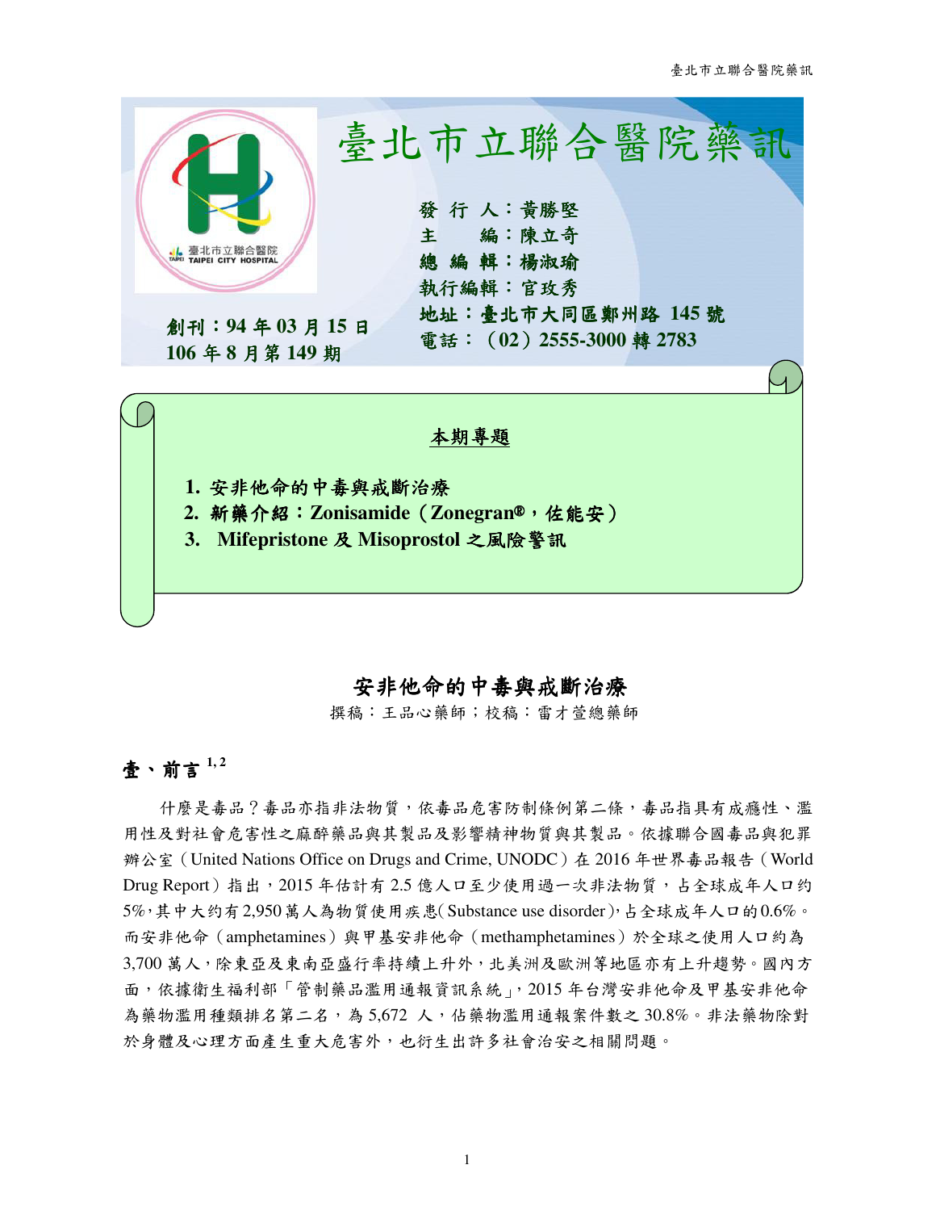# 臺北市立聯合醫院藥訊

發 行 人：黃勝堅
主　　編：陳立奇
總 編 輯：楊淑瑜
執行編輯：官玫秀
地址：臺北市大同區鄭州路 145 號
電話：（02）2555-3000 轉 2783

創刊：94 年 03 月 15 日
106 年 8 月第 149 期

**本期專題**

1. 安非他命的中毒與戒斷治療
2. 新藥介紹：Zonisamide（Zonegran®，佐能安）
3. Mifepristone 及 Misoprostol 之風險警訊

## 安非他命的中毒與戒斷治療

撰稿：王品心藥師；校稿：雷才萱總藥師

### 壹、前言[1,2]

什麼是毒品？毒品亦指非法物質，依毒品危害防制條例第二條，毒品指具有成癮性、濫用性及對社會危害性之麻醉藥品與其製品及影響精神物質與其製品。依據聯合國毒品與犯罪辦公室（United Nations Office on Drugs and Crime, UNODC）在 2016 年世界毒品報告（World Drug Report）指出，2015 年估計有 2.5 億人口至少使用過一次非法物質，占全球成年人口約 5%，其中大約有 2,950 萬人為物質使用疾患(Substance use disorder)，占全球成年人口的 0.6%。而安非他命（amphetamines）與甲基安非他命（methamphetamines）於全球之使用人口約為 3,700 萬人，除東亞及東南亞盛行率持續上升外，北美洲及歐洲等地區亦有上升趨勢。國內方面，依據衛生福利部「管制藥品濫用通報資訊系統」，2015 年台灣安非他命及甲基安非他命為藥物濫用種類排名第二名，為 5,672 人，佔藥物濫用通報案件數之 30.8%。非法藥物除對於身體及心理方面產生重大危害外，也衍生出許多社會治安之相關問題。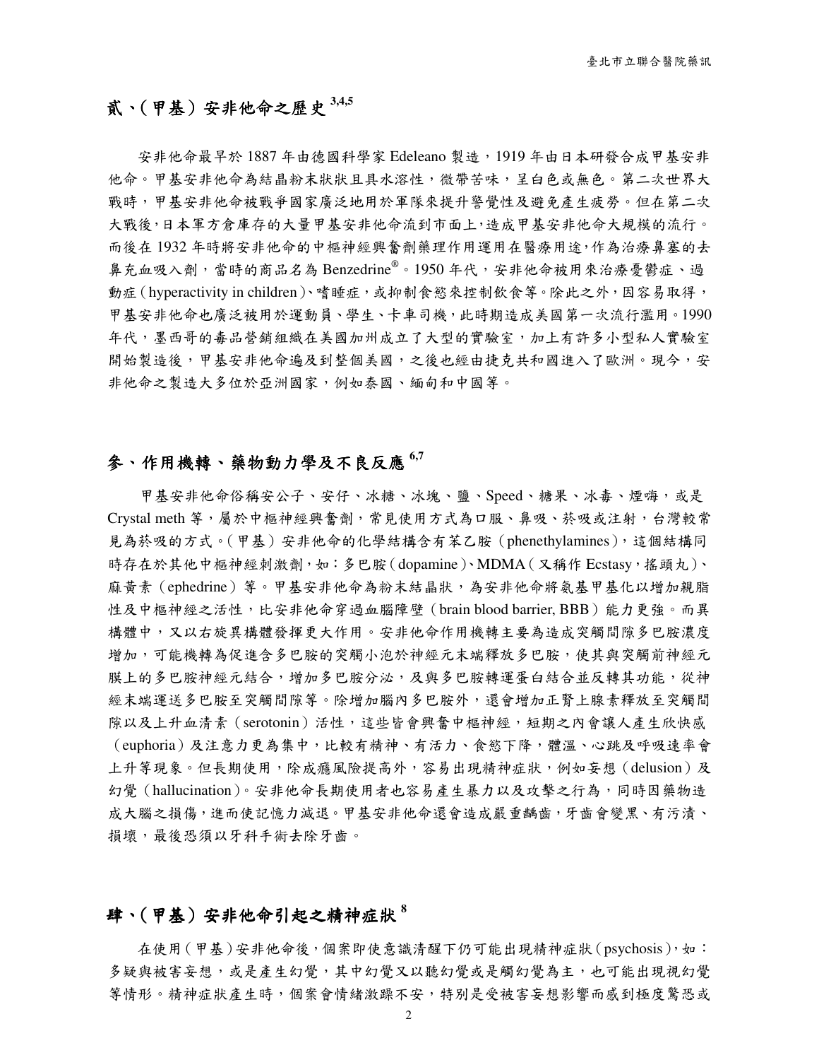## 貳、(甲基)安非他命之歷史 [3,4,5]

安非他命最早於 1887 年由德國科學家 Edeleano 製造，1919 年由日本研發合成甲基安非他命。甲基安非他命為結晶粉末狀狀且具水溶性，微帶苦味，呈白色或無色。第二次世界大戰時，甲基安非他命被戰爭國家廣泛地用於軍隊來提升警覺性及避免產生疲勞。但在第二次大戰後，日本軍方倉庫存的大量甲基安非他命流到市面上，造成甲基安非他命大規模的流行。而後在 1932 年時將安非他命的中樞神經興奮劑藥理作用運用在醫療用途，作為治療鼻塞的去鼻充血吸入劑，當時的商品名為 Benzedrine®。1950 年代，安非他命被用來治療憂鬱症、過動症（hyperactivity in children）、嗜睡症，或抑制食慾來控制飲食等。除此之外，因容易取得，甲基安非他命也廣泛被用於運動員、學生、卡車司機，此時期造成美國第一次流行濫用。1990 年代，墨西哥的毒品營銷組織在美國加州成立了大型的實驗室，加上有許多小型私人實驗室開始製造後，甲基安非他命遍及到整個美國，之後也經由捷克共和國進入了歐洲。現今，安非他命之製造大多位於亞洲國家，例如泰國、緬甸和中國等。

## 參、作用機轉、藥物動力學及不良反應 [6,7]

甲基安非他命俗稱安公子、安仔、冰糖、冰塊、鹽、Speed、糖果、冰毒、煙嗨，或是 Crystal meth 等，屬於中樞神經興奮劑，常見使用方式為口服、鼻吸、菸吸或注射，台灣較常見為菸吸的方式。(甲基）安非他命的化學結構含有苯乙胺（phenethylamines），這個結構同時存在於其他中樞神經刺激劑，如：多巴胺（dopamine）、MDMA（又稱作 Ecstasy，搖頭丸）、麻黃素（ephedrine）等。甲基安非他命為粉末結晶狀，為安非他命將氨基甲基化以增加親脂性及中樞神經之活性，比安非他命穿過血腦障壁（brain blood barrier, BBB）能力更強。而異構體中，又以右旋異構體發揮更大作用。安非他命作用機轉主要為造成突觸間隙多巴胺濃度增加，可能機轉為促進含多巴胺的突觸小泡於神經元末端釋放多巴胺，使其與突觸前神經元膜上的多巴胺神經元結合，增加多巴胺分泌，及與多巴胺轉運蛋白結合並反轉其功能，從神經末端運送多巴胺至突觸間隙等。除增加腦內多巴胺外，還會增加正腎上腺素釋放至突觸間隙以及上升血清素（serotonin）活性，這些皆會興奮中樞神經，短期之內會讓人產生欣快感（euphoria）及注意力更為集中，比較有精神、有活力、食慾下降，體溫、心跳及呼吸速率會上升等現象。但長期使用，除成癮風險提高外，容易出現精神症狀，例如妄想（delusion）及幻覺（hallucination）。安非他命長期使用者也容易產生暴力以及攻擊之行為，同時因藥物造成大腦之損傷，進而使記憶力減退。甲基安非他命還會造成嚴重齲齒，牙齒會變黑、有污漬、損壞，最後恐須以牙科手術去除牙齒。

## 肆、(甲基）安非他命引起之精神症狀 [8]

在使用（甲基）安非他命後，個案即使意識清醒下仍可能出現精神症狀（psychosis），如：多疑與被害妄想，或是產生幻覺，其中幻覺又以聽幻覺或是觸幻覺為主，也可能出現視幻覺等情形。精神症狀產生時，個案會情緒激躁不安，特別是受被害妄想影響而感到極度驚恐或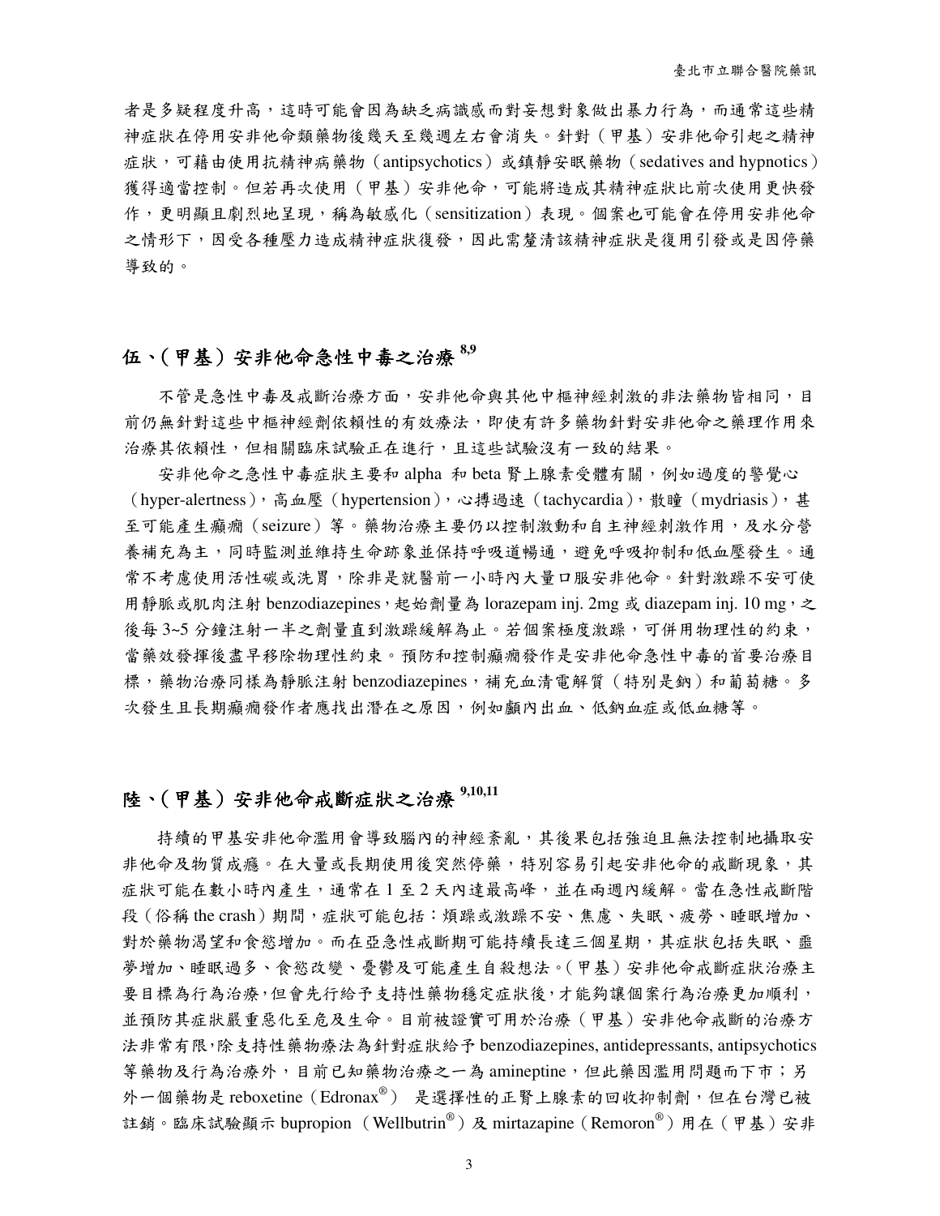者是多疑程度升高，這時可能會因為缺乏病識感而對妄想對象做出暴力行為，而通常這些精神症狀在停用安非他命類藥物後幾天至幾週左右會消失。針對（甲基）安非他命引起之精神症狀，可藉由使用抗精神病藥物（antipsychotics）或鎮靜安眠藥物（sedatives and hypnotics）獲得適當控制。但若再次使用（甲基）安非他命，可能將造成其精神症狀比前次使用更快發作，更明顯且劇烈地呈現，稱為敏感化（sensitization）表現。個案也可能會在停用安非他命之情形下，因受各種壓力造成精神症狀復發，因此需釐清該精神症狀是復用引發或是因停藥導致的。

## 伍、（甲基）安非他命急性中毒之治療 [8,9]

不管是急性中毒及戒斷治療方面，安非他命與其他中樞神經刺激的非法藥物皆相同，目前仍無針對這些中樞神經劑依賴性的有效療法，即使有許多藥物針對安非他命之藥理作用來治療其依賴性，但相關臨床試驗正在進行，且這些試驗沒有一致的結果。

安非他命之急性中毒症狀主要和 alpha 和 beta 腎上腺素受體有關，例如過度的警覺心（hyper-alertness），高血壓（hypertension），心搏過速（tachycardia），散瞳（mydriasis），甚至可能產生癲癇（seizure）等。藥物治療主要仍以控制激動和自主神經刺激作用，及水分營養補充為主，同時監測並維持生命跡象並保持呼吸道暢通，避免呼吸抑制和低血壓發生。通常不考慮使用活性碳或洗胃，除非是就醫前一小時內大量口服安非他命。針對激躁不安可使用靜脈或肌肉注射 benzodiazepines，起始劑量為 lorazepam inj. 2mg 或 diazepam inj. 10 mg，之後每 3~5 分鐘注射一半之劑量直到激躁緩解為止。若個案極度激躁，可併用物理性的約束，當藥效發揮後盡早移除物理性約束。預防和控制癲癇發作是安非他命急性中毒的首要治療目標，藥物治療同樣為靜脈注射 benzodiazepines，補充血清電解質（特別是鈉）和葡萄糖。多次發生且長期癲癇發作者應找出潛在之原因，例如顱內出血、低鈉血症或低血糖等。

## 陸、（甲基）安非他命戒斷症狀之治療 [9,10,11]

持續的甲基安非他命濫用會導致腦內的神經紊亂，其後果包括強迫且無法控制地攝取安非他命及物質成癮。在大量或長期使用後突然停藥，特別容易引起安非他命的戒斷現象，其症狀可能在數小時內產生，通常在 1 至 2 天內達最高峰，並在兩週內緩解。當在急性戒斷階段（俗稱 the crash）期間，症狀可能包括：煩躁或激躁不安、焦慮、失眠、疲勞、睡眠增加、對於藥物渴望和食慾增加。而在亞急性戒斷期可能持續長達三個星期，其症狀包括失眠、噩夢增加、睡眠過多、食慾改變、憂鬱及可能產生自殺想法。（甲基）安非他命戒斷症狀治療主要目標為行為治療，但會先行給予支持性藥物穩定症狀後，才能夠讓個案行為治療更加順利，並預防其症狀嚴重惡化至危及生命。目前被證實可用於治療（甲基）安非他命戒斷的治療方法非常有限，除支持性藥物療法為針對症狀給予 benzodiazepines, antidepressants, antipsychotics 等藥物及行為治療外，目前已知藥物治療之一為 amineptine，但此藥因濫用問題而下市；另外一個藥物是 reboxetine（Edronax®） 是選擇性的正腎上腺素的回收抑制劑，但在台灣已被註銷。臨床試驗顯示 bupropion （Wellbutrin®）及 mirtazapine（Remoron®）用在（甲基）安非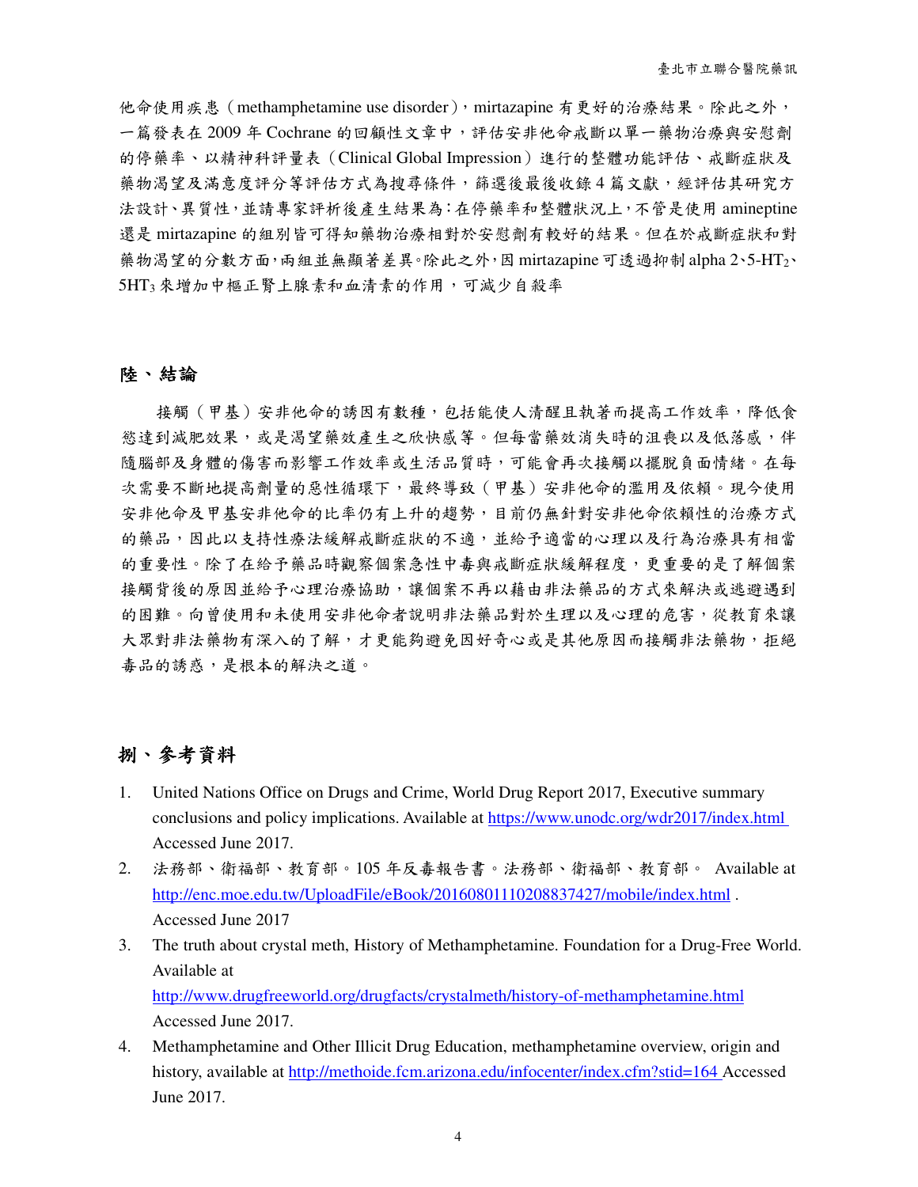他命使用疾患（methamphetamine use disorder），mirtazapine 有更好的治療結果。除此之外，一篇發表在 2009 年 Cochrane 的回顧性文章中，評估安非他命戒斷以單一藥物治療與安慰劑的停藥率、以精神科評量表（Clinical Global Impression）進行的整體功能評估、戒斷症狀及藥物渴望及滿意度評分等評估方式為搜尋條件，篩選後最後收錄 4 篇文獻，經評估其研究方法設計、異質性，並請專家評析後產生結果為：在停藥率和整體狀況上，不管是使用 amineptine 還是 mirtazapine 的組別皆可得知藥物治療相對於安慰劑有較好的結果。但在於戒斷症狀和對藥物渴望的分數方面，兩組並無顯著差異。除此之外，因 mirtazapine 可透過抑制 alpha 2、5-$HT_2$、$5HT_3$ 來增加中樞正腎上腺素和血清素的作用，可減少自殺率

## 陸、結論

接觸（甲基）安非他命的誘因有數種，包括能使人清醒且執著而提高工作效率，降低食慾達到減肥效果，或是渴望藥效產生之欣快感等。但每當藥效消失時的沮喪以及低落感，伴隨腦部及身體的傷害而影響工作效率或生活品質時，可能會再次接觸以擺脫負面情緒。在每次需要不斷地提高劑量的惡性循環下，最終導致（甲基）安非他命的濫用及依賴。現今使用安非他命及甲基安非他命的比率仍有上升的趨勢，目前仍無針對安非他命依賴性的治療方式的藥品，因此以支持性療法緩解戒斷症狀的不適，並給予適當的心理以及行為治療具有相當的重要性。除了在給予藥品時觀察個案急性中毒與戒斷症狀緩解程度，更重要的是了解個案接觸背後的原因並給予心理治療協助，讓個案不再以藉由非法藥品的方式來解決或逃避遇到的困難。向曾使用和未使用安非他命者說明非法藥品對於生理以及心理的危害，從教育來讓大眾對非法藥物有深入的了解，才更能夠避免因好奇心或是其他原因而接觸非法藥物，拒絕毒品的誘惑，是根本的解決之道。

## 捌、參考資料

1. United Nations Office on Drugs and Crime, World Drug Report 2017, Executive summary conclusions and policy implications. Available at https://www.unodc.org/wdr2017/index.html Accessed June 2017.
2. 法務部、衛福部、教育部。105 年反毒報告書。法務部、衛福部、教育部。 Available at http://enc.moe.edu.tw/UploadFile/eBook/20160801110208837427/mobile/index.html . Accessed June 2017
3. The truth about crystal meth, History of Methamphetamine. Foundation for a Drug-Free World. Available at http://www.drugfreeworld.org/drugfacts/crystalmeth/history-of-methamphetamine.html Accessed June 2017.
4. Methamphetamine and Other Illicit Drug Education, methamphetamine overview, origin and history, available at http://methoide.fcm.arizona.edu/infocenter/index.cfm?stid=164 Accessed June 2017.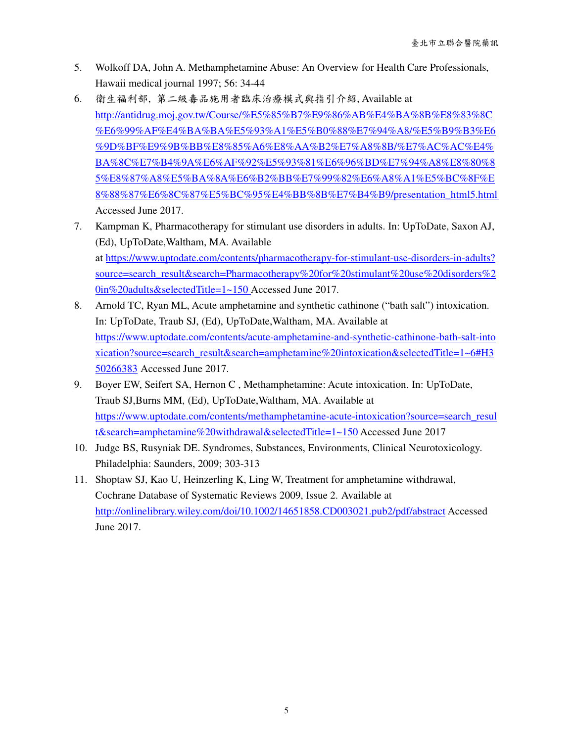5. Wolkoff DA, John A. Methamphetamine Abuse: An Overview for Health Care Professionals, Hawaii medical journal 1997; 56: 34-44
6. 衛生福利部，第二級毒品施用者臨床治療模式與指引介紹, Available at http://antidrug.moj.gov.tw/Course/%E5%85%B7%E9%86%AB%E4%BA%8B%E8%83%8C%E6%99%AF%E4%BA%BA%E5%93%A1%E5%B0%88%E7%94%A8/%E5%B9%B3%E6%9D%BF%E9%9B%BB%E8%85%A6%E8%AA%B2%E7%A8%8B/%E7%AC%AC%E4%BA%8C%E7%B4%9A%E6%AF%92%E5%93%81%E6%96%BD%E7%94%A8%E8%80%85%E8%87%A8%E5%BA%8A%E6%B2%BB%E7%99%82%E6%A8%A1%E5%BC%8F%E8%88%87%E6%8C%87%E5%BC%95%E4%BB%8B%E7%B4%B9/presentation_html5.html Accessed June 2017.
7. Kampman K, Pharmacotherapy for stimulant use disorders in adults. In: UpToDate, Saxon AJ, (Ed), UpToDate,Waltham, MA. Available at https://www.uptodate.com/contents/pharmacotherapy-for-stimulant-use-disorders-in-adults?source=search_result&search=Pharmacotherapy%20for%20stimulant%20use%20disorders%20in%20adults&selectedTitle=1~150 Accessed June 2017.
8. Arnold TC, Ryan ML, Acute amphetamine and synthetic cathinone ("bath salt") intoxication. In: UpToDate, Traub SJ, (Ed), UpToDate,Waltham, MA. Available at https://www.uptodate.com/contents/acute-amphetamine-and-synthetic-cathinone-bath-salt-intoxication?source=search_result&search=amphetamine%20intoxication&selectedTitle=1~6#H350266383 Accessed June 2017.
9. Boyer EW, Seifert SA, Hernon C , Methamphetamine: Acute intoxication. In: UpToDate, Traub SJ,Burns MM, (Ed), UpToDate,Waltham, MA. Available at https://www.uptodate.com/contents/methamphetamine-acute-intoxication?source=search_result&search=amphetamine%20withdrawal&selectedTitle=1~150 Accessed June 2017
10. Judge BS, Rusyniak DE. Syndromes, Substances, Environments, Clinical Neurotoxicology. Philadelphia: Saunders, 2009; 303-313
11. Shoptaw SJ, Kao U, Heinzerling K, Ling W, Treatment for amphetamine withdrawal, Cochrane Database of Systematic Reviews 2009, Issue 2. Available at http://onlinelibrary.wiley.com/doi/10.1002/14651858.CD003021.pub2/pdf/abstract Accessed June 2017.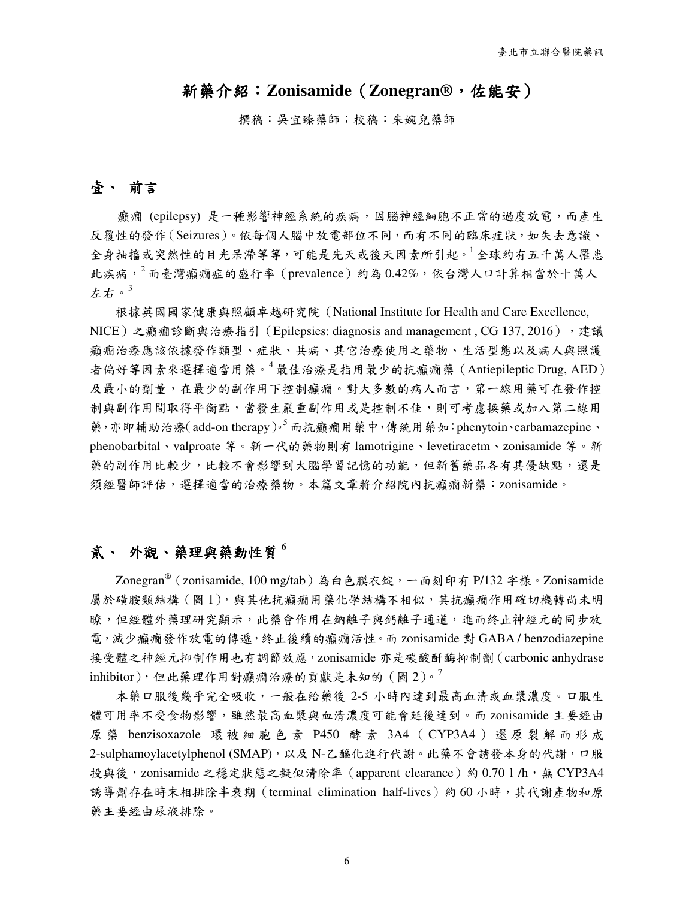# 新藥介紹：Zonisamide（Zonegran®，佐能安）

撰稿：吳宜臻藥師；校稿：朱婉兒藥師

## 壹、 前言

癲癇 (epilepsy) 是一種影響神經系統的疾病，因腦神經細胞不正常的過度放電，而產生反覆性的發作（Seizures）。依每個人腦中放電部位不同，而有不同的臨床症狀，如失去意識、全身抽搐或突然性的目光呆滯等等，可能是先天或後天因素所引起。[1] 全球約有五千萬人罹患此疾病，[2] 而臺灣癲癇症的盛行率（prevalence）約為 0.42%，依台灣人口計算相當於十萬人左右。[3]

根據英國國家健康與照顧卓越研究院（National Institute for Health and Care Excellence, NICE）之癲癇診斷與治療指引（Epilepsies: diagnosis and management , CG 137, 2016），建議癲癇治療應該依據發作類型、症狀、共病、其它治療使用之藥物、生活型態以及病人與照護者偏好等因素來選擇適當用藥。[4] 最佳治療是指用最少的抗癲癇藥（Antiepileptic Drug, AED）及最小的劑量，在最少的副作用下控制癲癇。對大多數的病人而言，第一線用藥可在發作控制與副作用間取得平衡點，當發生嚴重副作用或是控制不佳，則可考慮換藥或加入第二線用藥，亦即輔助治療( add-on therapy )。[5] 而抗癲癇用藥中，傳統用藥如：phenytoin、carbamazepine、phenobarbital、valproate 等。新一代的藥物則有 lamotrigine、levetiracetm、zonisamide 等。新藥的副作用比較少，比較不會影響到大腦學習記憶的功能，但新舊藥品各有其優缺點，還是須經醫師評估，選擇適當的治療藥物。本篇文章將介紹院內抗癲癇新藥：zonisamide。

## 貳、 外觀、藥理與藥動性質 [6]

Zonegran®（zonisamide, 100 mg/tab）為白色膜衣錠，一面刻印有 P/132 字樣。Zonisamide 屬於磺胺類結構（圖 1），與其他抗癲癇用藥化學結構不相似，其抗癲癇作用確切機轉尚未明瞭，但經體外藥理研究顯示，此藥會作用在鈉離子與鈣離子通道，進而終止神經元的同步放電，減少癲癇發作放電的傳遞，終止後續的癲癇活性。而 zonisamide 對 GABA / benzodiazepine 接受體之神經元抑制作用也有調節效應，zonisamide 亦是碳酸酐酶抑制劑（carbonic anhydrase inhibitor），但此藥理作用對癲癇治療的貢獻是未知的（圖 2）。[7]

本藥口服後幾乎完全吸收，一般在給藥後 2-5 小時內達到最高血清或血漿濃度。口服生體可用率不受食物影響，雖然最高血漿與血清濃度可能會延後達到。而 zonisamide 主要經由原藥 benzisoxazole 環被細胞色素 P450 酵素 3A4（CYP3A4）還原裂解而形成 2-sulphamoylacetylphenol (SMAP)，以及 N-乙醯化進行代謝。此藥不會誘發本身的代謝，口服投與後，zonisamide 之穩定狀態之擬似清除率（apparent clearance）約 0.70 l /h，無 CYP3A4 誘導劑存在時末相排除半衰期（terminal elimination half-lives）約 60 小時，其代謝產物和原藥主要經由尿液排除。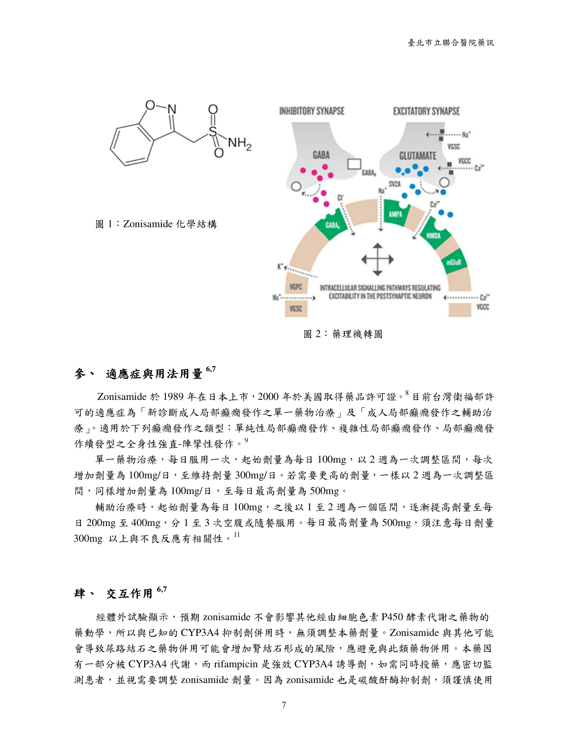圖 1：Zonisamide 化學結構

INHIBITORY SYNAPSE

EXCITATORY SYNAPSE

GABA

GLUTAMATE

INTRACELLULAR SIGNALLING PATHWAYS REGULATING EXCITABILITY IN THE POSTSYNAPTIC NEURON

圖 2：藥理機轉圖

## 參、 適應症與用法用量[6,7]

Zonisamide 於 1989 年在日本上市，2000 年於美國取得藥品許可證。[8] 目前台灣衛福部許可的適應症為「新診斷成人局部癲癇發作之單一藥物治療」及「成人局部癲癇發作之輔助治療」。適用於下列癲癇發作之類型：單純性局部癲癇發作、複雜性局部癲癇發作、局部癲癇發作續發型之全身性強直-陣攣性發作。[9]

單一藥物治療，每日服用一次，起始劑量為每日 100mg，以 2 週為一次調整區間，每次增加劑量為 100mg/日，至維持劑量 300mg/日。若需要更高的劑量，一樣以 2 週為一次調整區間，同樣增加劑量為 100mg/日，至每日最高劑量為 500mg。

輔助治療時，起始劑量為每日 100mg，之後以 1 至 2 週為一個區間，逐漸提高劑量至每日 200mg 至 400mg，分 1 至 3 次空腹或隨餐服用。每日最高劑量為 500mg，須注意每日劑量 300mg 以上與不良反應有相關性。[11]

## 肆、 交互作用[6,7]

經體外試驗顯示，預期 zonisamide 不會影響其他經由細胞色素 P450 酵素代謝之藥物的藥動學，所以與已知的 CYP3A4 抑制劑併用時，無須調整本藥劑量。Zonisamide 與其他可能會導致尿路結石之藥物併用可能會增加腎結石形成的風險，應避免與此類藥物併用。本藥因有一部分被 CYP3A4 代謝，而 rifampicin 是強效 CYP3A4 誘導劑，如需同時投藥，應密切監測患者，並視需要調整 zonisamide 劑量。因為 zonisamide 也是碳酸酐酶抑制劑，須謹慎使用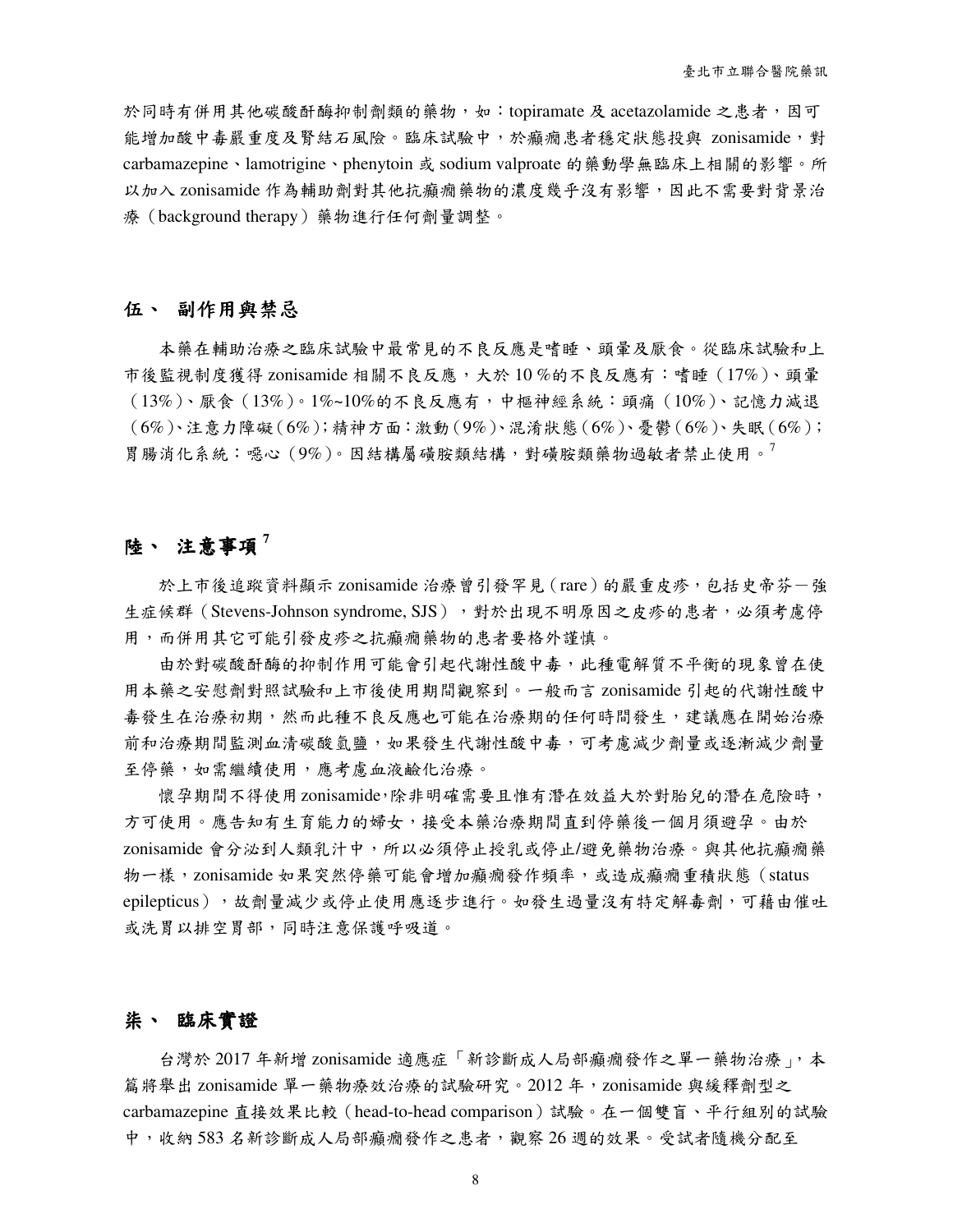於同時有併用其他碳酸酐酶抑制劑類的藥物，如：topiramate 及 acetazolamide 之患者，因可能增加酸中毒嚴重度及腎結石風險。臨床試驗中，於癲癇患者穩定狀態投與 zonisamide，對 carbamazepine、lamotrigine、phenytoin 或 sodium valproate 的藥動學無臨床上相關的影響。所以加入 zonisamide 作為輔助劑對其他抗癲癇藥物的濃度幾乎沒有影響，因此不需要對背景治療（background therapy）藥物進行任何劑量調整。

## 伍、 副作用與禁忌

本藥在輔助治療之臨床試驗中最常見的不良反應是嗜睡、頭暈及厭食。從臨床試驗和上市後監視制度獲得 zonisamide 相關不良反應，大於 10 %的不良反應有：嗜睡（17%）、頭暈（13%）、厭食（13%）。1%~10%的不良反應有，中樞神經系統：頭痛（10%）、記憶力減退（6%）、注意力障礙（6%）；精神方面：激動（9%）、混淆狀態（6%）、憂鬱（6%）、失眠（6%）；胃腸消化系統：噁心（9%）。因結構屬磺胺類結構，對磺胺類藥物過敏者禁止使用。[7]

## 陸、 注意事項[7]

於上市後追蹤資料顯示 zonisamide 治療曾引發罕見（rare）的嚴重皮疹，包括史帝芬－強生症候群（Stevens-Johnson syndrome, SJS），對於出現不明原因之皮疹的患者，必須考慮停用，而併用其它可能引發皮疹之抗癲癇藥物的患者要格外謹慎。

由於對碳酸酐酶的抑制作用可能會引起代謝性酸中毒，此種電解質不平衡的現象曾在使用本藥之安慰劑對照試驗和上市後使用期間觀察到。一般而言 zonisamide 引起的代謝性酸中毒發生在治療初期，然而此種不良反應也可能在治療期的任何時間發生，建議應在開始治療前和治療期間監測血清碳酸氫鹽，如果發生代謝性酸中毒，可考慮減少劑量或逐漸減少劑量至停藥，如需繼續使用，應考慮血液鹼化治療。

懷孕期間不得使用 zonisamide，除非明確需要且惟有潛在效益大於對胎兒的潛在危險時，方可使用。應告知有生育能力的婦女，接受本藥治療期間直到停藥後一個月須避孕。由於 zonisamide 會分泌到人類乳汁中，所以必須停止授乳或停止/避免藥物治療。與其他抗癲癇藥物一樣，zonisamide 如果突然停藥可能會增加癲癇發作頻率，或造成癲癇重積狀態（status epilepticus），故劑量減少或停止使用應逐步進行。如發生過量沒有特定解毒劑，可藉由催吐或洗胃以排空胃部，同時注意保護呼吸道。

## 柒、 臨床實證

台灣於 2017 年新增 zonisamide 適應症「新診斷成人局部癲癇發作之單一藥物治療」，本篇將舉出 zonisamide 單一藥物療效治療的試驗研究。2012 年，zonisamide 與緩釋劑型之 carbamazepine 直接效果比較（head-to-head comparison）試驗。在一個雙盲、平行組別的試驗中，收納 583 名新診斷成人局部癲癇發作之患者，觀察 26 週的效果。受試者隨機分配至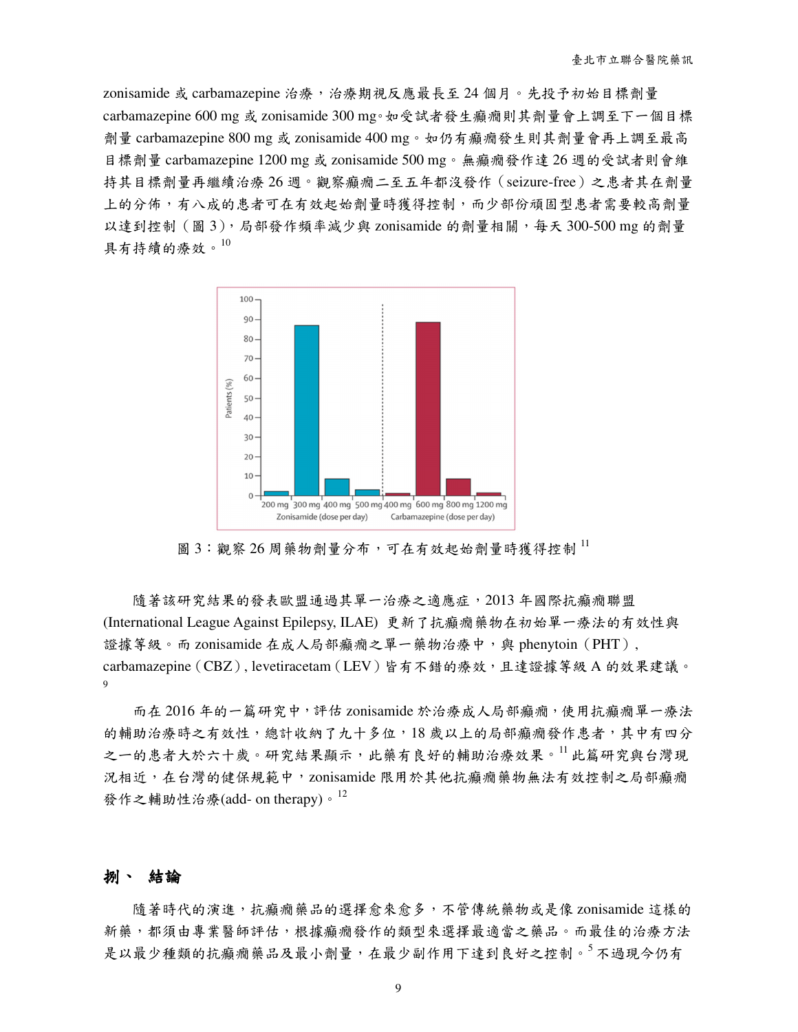zonisamide 或 carbamazepine 治療，治療期視反應最長至 24 個月。先投予初始目標劑量 carbamazepine 600 mg 或 zonisamide 300 mg。如受試者發生癲癇則其劑量會上調至下一個目標劑量 carbamazepine 800 mg 或 zonisamide 400 mg。如仍有癲癇發生則其劑量會再上調至最高目標劑量 carbamazepine 1200 mg 或 zonisamide 500 mg。無癲癇發作達 26 週的受試者則會維持其目標劑量再繼續治療 26 週。觀察癲癇二至五年都沒發作（seizure-free）之患者其在劑量上的分佈，有八成的患者可在有效起始劑量時獲得控制，而少部份頑固型患者需要較高劑量以達到控制（圖 3），局部發作頻率減少與 zonisamide 的劑量相關，每天 300-500 mg 的劑量具有持續的療效。[10]

Patients (%)

100
90
80
70
60
50
40
30
20
10
0

200 mg 300 mg 400 mg 500 mg 400 mg 600 mg 800 mg 1200 mg

Zonisamide (dose per day)

Carbamazepine (dose per day)

圖 3：觀察 26 周藥物劑量分布，可在有效起始劑量時獲得控制 [11]

隨著該研究結果的發表歐盟通過其單一治療之適應症，2013 年國際抗癲癇聯盟 (International League Against Epilepsy, ILAE) 更新了抗癲癇藥物在初始單一療法的有效性與證據等級。而 zonisamide 在成人局部癲癇之單一藥物治療中，與 phenytoin（PHT）, carbamazepine（CBZ）, levetiracetam（LEV）皆有不錯的療效，且達證據等級 A 的效果建議。[9]

而在 2016 年的一篇研究中，評估 zonisamide 於治療成人局部癲癇，使用抗癲癇單一療法的輔助治療時之有效性，總計收納了九十多位，18 歲以上的局部癲癇發作患者，其中有四分之一的患者大於六十歲。研究結果顯示，此藥有良好的輔助治療效果。[11] 此篇研究與台灣現況相近，在台灣的健保規範中，zonisamide 限用於其他抗癲癇藥物無法有效控制之局部癲癇發作之輔助性治療(add- on therapy)。[12]

## 捌、 結論

隨著時代的演進，抗癲癇藥品的選擇愈來愈多，不管傳統藥物或是像 zonisamide 這樣的新藥，都須由專業醫師評估，根據癲癇發作的類型來選擇最適當之藥品。而最佳的治療方法是以最少種類的抗癲癇藥品及最小劑量，在最少副作用下達到良好之控制。[5] 不過現今仍有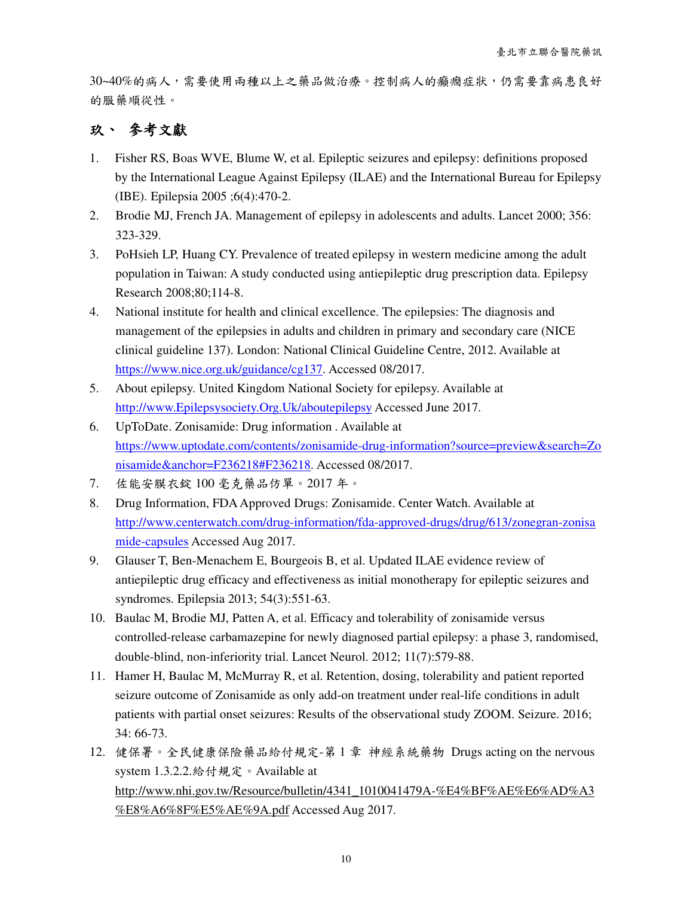30~40%的病人，需要使用兩種以上之藥品做治療。控制病人的癲癇症狀，仍需要靠病患良好的服藥順從性。

## 玖、 參考文獻

1. Fisher RS, Boas WVE, Blume W, et al. Epileptic seizures and epilepsy: definitions proposed by the International League Against Epilepsy (ILAE) and the International Bureau for Epilepsy (IBE). Epilepsia 2005 ;6(4):470-2.
2. Brodie MJ, French JA. Management of epilepsy in adolescents and adults. Lancet 2000; 356: 323-329.
3. PoHsieh LP, Huang CY. Prevalence of treated epilepsy in western medicine among the adult population in Taiwan: A study conducted using antiepileptic drug prescription data. Epilepsy Research 2008;80;114-8.
4. National institute for health and clinical excellence. The epilepsies: The diagnosis and management of the epilepsies in adults and children in primary and secondary care (NICE clinical guideline 137). London: National Clinical Guideline Centre, 2012. Available at https://www.nice.org.uk/guidance/cg137. Accessed 08/2017.
5. About epilepsy. United Kingdom National Society for epilepsy. Available at http://www.Epilepsysociety.Org.Uk/aboutepilepsy Accessed June 2017.
6. UpToDate. Zonisamide: Drug information . Available at https://www.uptodate.com/contents/zonisamide-drug-information?source=preview&search=Zonisamide&anchor=F236218#F236218. Accessed 08/2017.
7. 佐能安膜衣錠 100 毫克藥品仿單。2017 年。
8. Drug Information, FDA Approved Drugs: Zonisamide. Center Watch. Available at http://www.centerwatch.com/drug-information/fda-approved-drugs/drug/613/zonegran-zonisamide-capsules Accessed Aug 2017.
9. Glauser T, Ben-Menachem E, Bourgeois B, et al. Updated ILAE evidence review of antiepileptic drug efficacy and effectiveness as initial monotherapy for epileptic seizures and syndromes. Epilepsia 2013; 54(3):551-63.
10. Baulac M, Brodie MJ, Patten A, et al. Efficacy and tolerability of zonisamide versus controlled-release carbamazepine for newly diagnosed partial epilepsy: a phase 3, randomised, double-blind, non-inferiority trial. Lancet Neurol. 2012; 11(7):579-88.
11. Hamer H, Baulac M, McMurray R, et al. Retention, dosing, tolerability and patient reported seizure outcome of Zonisamide as only add-on treatment under real-life conditions in adult patients with partial onset seizures: Results of the observational study ZOOM. Seizure. 2016; 34: 66-73.
12. 健保署。全民健康保險藥品給付規定-第 1 章 神經系統藥物 Drugs acting on the nervous system 1.3.2.2.給付規定。Available at http://www.nhi.gov.tw/Resource/bulletin/4341_1010041479A-%E4%BF%AE%E6%AD%A3%E8%A6%8F%E5%AE%9A.pdf Accessed Aug 2017.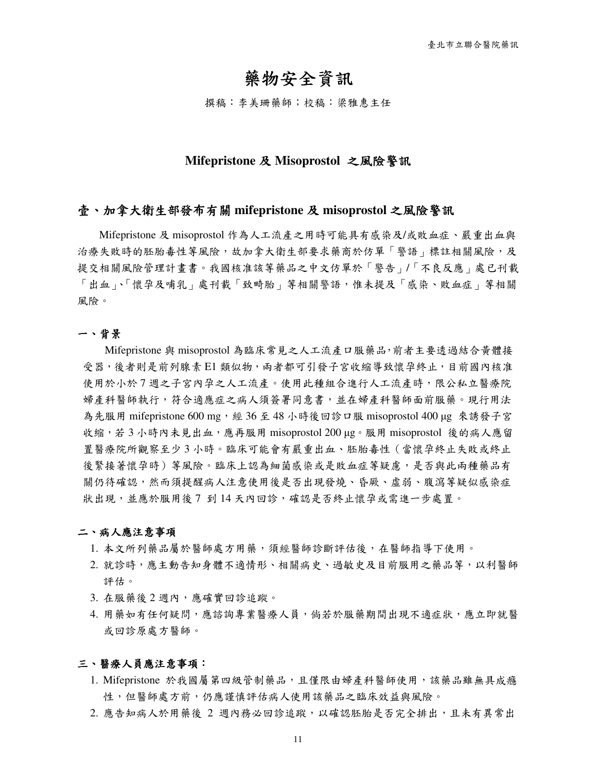# 藥物安全資訊

撰稿：李美珊藥師；校稿：梁雅惠主任

## Mifepristone 及 Misoprostol 之風險警訊

## 壹、加拿大衛生部發布有關 mifepristone 及 misoprostol 之風險警訊

Mifepristone 及 misoprostol 作為人工流產之用時可能具有感染及/或敗血症、嚴重出血與治療失敗時的胚胎毒性等風險，故加拿大衛生部要求藥商於仿單「警語」標註相關風險，及提交相關風險管理計畫書。我國核准該等藥品之中文仿單於「警告」/「不良反應」處已刊載「出血」、「懷孕及哺乳」處刊載「致畸胎」等相關警語，惟未提及「感染、敗血症」等相關風險。

### 一、背景

Mifepristone 與 misoprostol 為臨床常見之人工流產口服藥品，前者主要透過結合黃體接受器，後者則是前列腺素 E1 類似物，兩者都可引發子宮收縮導致懷孕終止，目前國內核准使用於小於 7 週之子宮內孕之人工流產。使用此種組合進行人工流產時，限公私立醫療院婦產科醫師執行，符合適應症之病人須簽署同意書，並在婦產科醫師面前服藥。現行用法為先服用 mifepristone 600 mg，經 36 至 48 小時後回診口服 misoprostol 400 μg 來誘發子宮收縮，若 3 小時內未見出血，應再服用 misoprostol 200 μg。服用 misoprostol 後的病人應留置醫療院所觀察至少 3 小時。臨床可能會有嚴重出血、胚胎毒性（當懷孕終止失敗或終止後緊接著懷孕時）等風險。臨床上認為細菌感染或是敗血症等疑慮，是否與此兩種藥品有關仍待確認，然而須提醒病人注意使用後是否出現發燒、昏厥、虛弱、腹瀉等疑似感染症狀出現，並應於服用後 7 到 14 天內回診，確認是否終止懷孕或需進一步處置。

### 二、病人應注意事項

1. 本文所列藥品屬於醫師處方用藥，須經醫師診斷評估後，在醫師指導下使用。
2. 就診時，應主動告知身體不適情形、相關病史、過敏史及目前服用之藥品等，以利醫師評估。
3. 在服藥後 2 週內，應確實回診追蹤。
4. 用藥如有任何疑問，應諮詢專業醫療人員，倘若於服藥期間出現不適症狀，應立即就醫或回診原處方醫師。

### 三、醫療人員應注意事項：

1. Mifepristone 於我國屬第四級管制藥品，且僅限由婦產科醫師使用，該藥品雖無具成癮性，但醫師處方前，仍應謹慎評估病人使用該藥品之臨床效益與風險。
2. 應告知病人於用藥後 2 週內務必回診追蹤，以確認胚胎是否完全排出，且未有異常出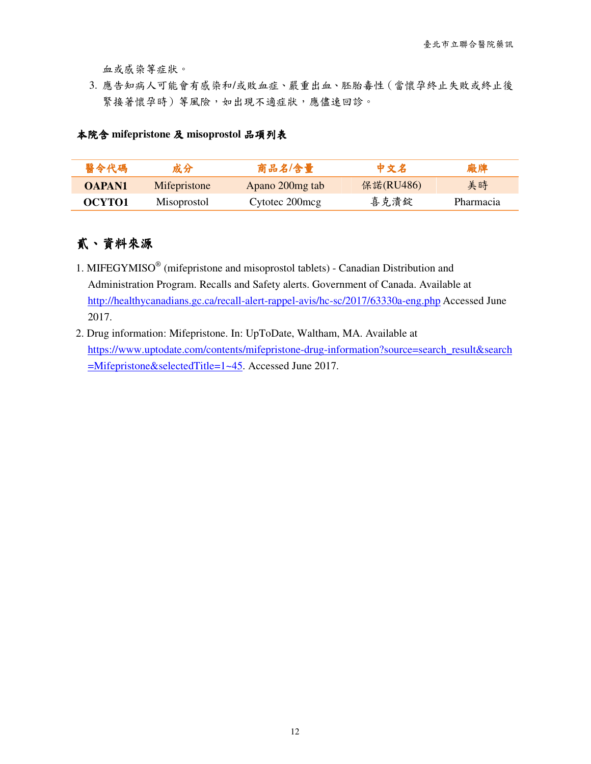血或感染等症狀。

3. 應告知病人可能會有感染和/或敗血症、嚴重出血、胚胎毒性（當懷孕終止失敗或終止後緊接著懷孕時）等風險，如出現不適症狀，應儘速回診。

**本院含 mifepristone 及 misoprostol 品項列表**

| 醫令代碼 | 成分 | 商品名/含量 | 中文名 | 廠牌 |
|---|---|---|---|---|
| **OAPAN1** | Mifepristone | Apano 200mg tab | 保諾(RU486) | 美時 |
| **OCYTO1** | Misoprostol | Cytotec 200mcg | 喜克潰錠 | Pharmacia |

## 貳、資料來源

1. MIFEGYMISO® (mifepristone and misoprostol tablets) - Canadian Distribution and Administration Program. Recalls and Safety alerts. Government of Canada. Available at http://healthycanadians.gc.ca/recall-alert-rappel-avis/hc-sc/2017/63330a-eng.php Accessed June 2017.
2. Drug information: Mifepristone. In: UpToDate, Waltham, MA. Available at https://www.uptodate.com/contents/mifepristone-drug-information?source=search_result&search=Mifepristone&selectedTitle=1~45. Accessed June 2017.